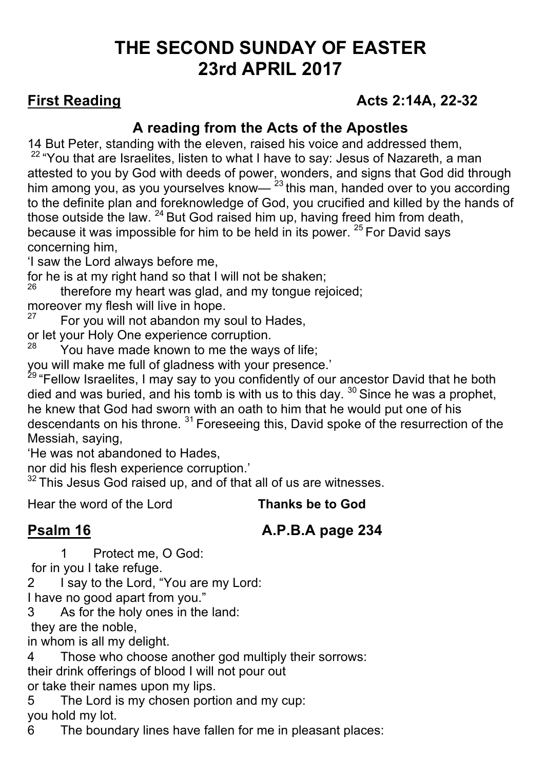# THE SECOND SUNDAY OF EASTER
# 23rd APRIL 2017

**First Reading** **Acts 2:14A, 22-32**

### A reading from the Acts of the Apostles

14 But Peter, standing with the eleven, raised his voice and addressed them,
[22] "You that are Israelites, listen to what I have to say: Jesus of Nazareth, a man attested to you by God with deeds of power, wonders, and signs that God did through him among you, as you yourselves know— [23] this man, handed over to you according to the definite plan and foreknowledge of God, you crucified and killed by the hands of those outside the law. [24] But God raised him up, having freed him from death, because it was impossible for him to be held in its power. [25] For David says concerning him,

'I saw the Lord always before me,
for he is at my right hand so that I will not be shaken;
[26] therefore my heart was glad, and my tongue rejoiced;
moreover my flesh will live in hope.
[27] For you will not abandon my soul to Hades,
or let your Holy One experience corruption.
[28] You have made known to me the ways of life;
you will make me full of gladness with your presence.'

[29] "Fellow Israelites, I may say to you confidently of our ancestor David that he both died and was buried, and his tomb is with us to this day. [30] Since he was a prophet, he knew that God had sworn with an oath to him that he would put one of his descendants on his throne. [31] Foreseeing this, David spoke of the resurrection of the Messiah, saying,

'He was not abandoned to Hades,
nor did his flesh experience corruption.'

[32] This Jesus God raised up, and of that all of us are witnesses.

Hear the word of the Lord **Thanks be to God**

**Psalm 16** **A.P.B.A page 234**

1 Protect me, O God:
for in you I take refuge.
2 I say to the Lord, "You are my Lord:
I have no good apart from you."
3 As for the holy ones in the land:
they are the noble,
in whom is all my delight.
4 Those who choose another god multiply their sorrows:
their drink offerings of blood I will not pour out
or take their names upon my lips.
5 The Lord is my chosen portion and my cup:
you hold my lot.
6 The boundary lines have fallen for me in pleasant places: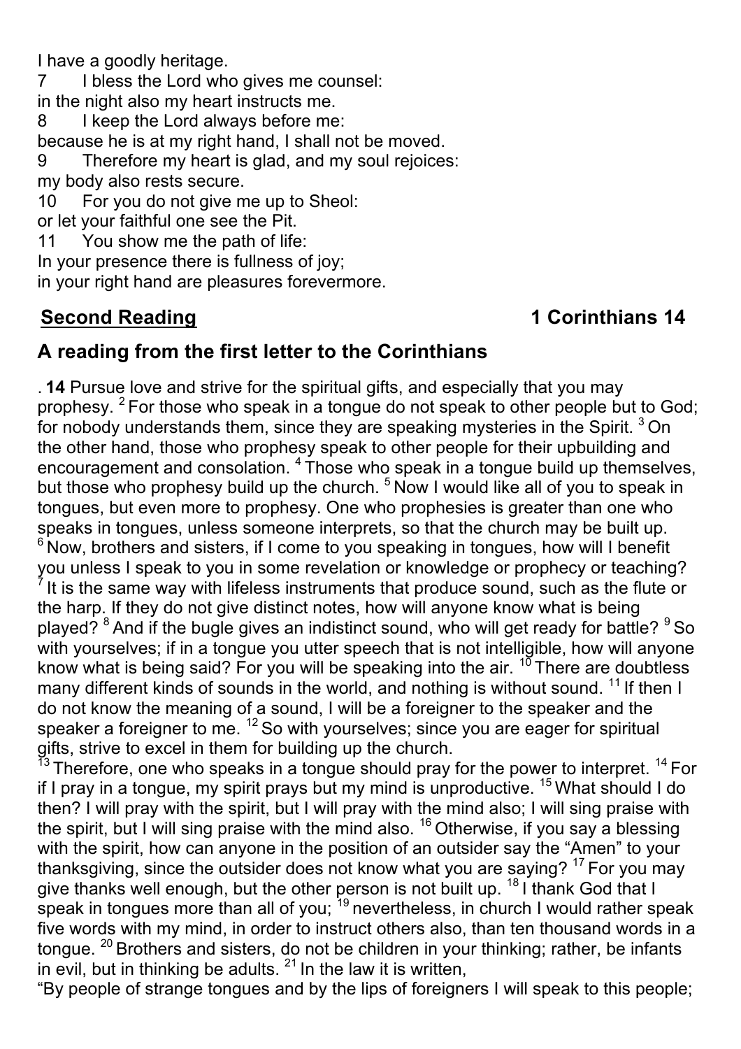I have a goodly heritage.

7 I bless the Lord who gives me counsel:
in the night also my heart instructs me.

8 I keep the Lord always before me:
because he is at my right hand, I shall not be moved.

9 Therefore my heart is glad, and my soul rejoices:
my body also rests secure.

10 For you do not give me up to Sheol:
or let your faithful one see the Pit.

11 You show me the path of life:
In your presence there is fullness of joy;
in your right hand are pleasures forevermore.

## Second Reading — 1 Corinthians 14

## A reading from the first letter to the Corinthians

. **14** Pursue love and strive for the spiritual gifts, and especially that you may prophesy. [2] For those who speak in a tongue do not speak to other people but to God; for nobody understands them, since they are speaking mysteries in the Spirit. [3] On the other hand, those who prophesy speak to other people for their upbuilding and encouragement and consolation. [4] Those who speak in a tongue build up themselves, but those who prophesy build up the church. [5] Now I would like all of you to speak in tongues, but even more to prophesy. One who prophesies is greater than one who speaks in tongues, unless someone interprets, so that the church may be built up. [6] Now, brothers and sisters, if I come to you speaking in tongues, how will I benefit you unless I speak to you in some revelation or knowledge or prophecy or teaching? [7] It is the same way with lifeless instruments that produce sound, such as the flute or the harp. If they do not give distinct notes, how will anyone know what is being played? [8] And if the bugle gives an indistinct sound, who will get ready for battle? [9] So with yourselves; if in a tongue you utter speech that is not intelligible, how will anyone know what is being said? For you will be speaking into the air. [10] There are doubtless many different kinds of sounds in the world, and nothing is without sound. [11] If then I do not know the meaning of a sound, I will be a foreigner to the speaker and the speaker a foreigner to me. [12] So with yourselves; since you are eager for spiritual gifts, strive to excel in them for building up the church.

[13] Therefore, one who speaks in a tongue should pray for the power to interpret. [14] For if I pray in a tongue, my spirit prays but my mind is unproductive. [15] What should I do then? I will pray with the spirit, but I will pray with the mind also; I will sing praise with the spirit, but I will sing praise with the mind also. [16] Otherwise, if you say a blessing with the spirit, how can anyone in the position of an outsider say the "Amen" to your thanksgiving, since the outsider does not know what you are saying? [17] For you may give thanks well enough, but the other person is not built up. [18] I thank God that I speak in tongues more than all of you; [19] nevertheless, in church I would rather speak five words with my mind, in order to instruct others also, than ten thousand words in a tongue. [20] Brothers and sisters, do not be children in your thinking; rather, be infants in evil, but in thinking be adults. [21] In the law it is written,

"By people of strange tongues and by the lips of foreigners I will speak to this people;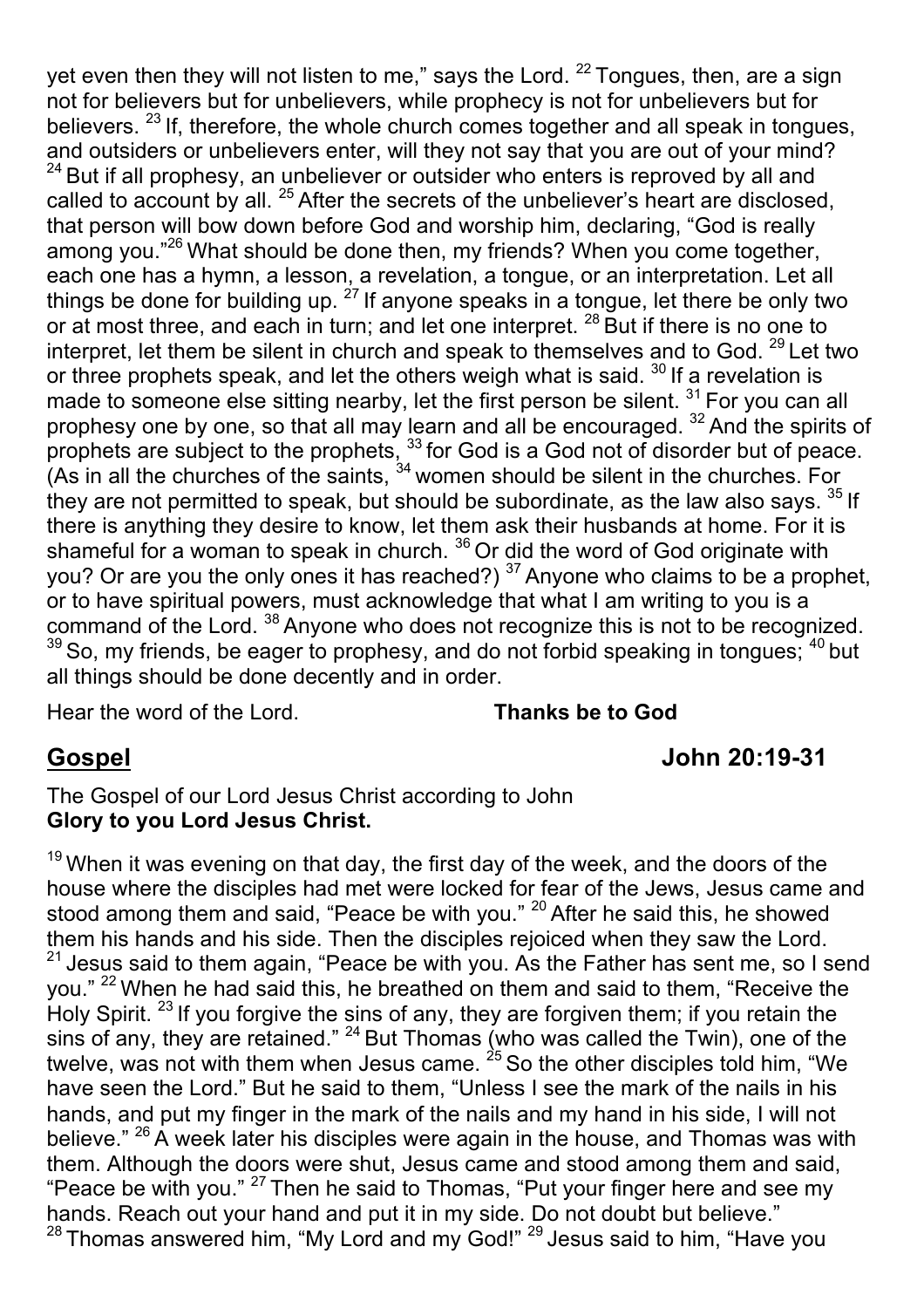yet even then they will not listen to me," says the Lord. [22] Tongues, then, are a sign not for believers but for unbelievers, while prophecy is not for unbelievers but for believers. [23] If, therefore, the whole church comes together and all speak in tongues, and outsiders or unbelievers enter, will they not say that you are out of your mind? [24] But if all prophesy, an unbeliever or outsider who enters is reproved by all and called to account by all. [25] After the secrets of the unbeliever's heart are disclosed, that person will bow down before God and worship him, declaring, "God is really among you."[26] What should be done then, my friends? When you come together, each one has a hymn, a lesson, a revelation, a tongue, or an interpretation. Let all things be done for building up. [27] If anyone speaks in a tongue, let there be only two or at most three, and each in turn; and let one interpret. [28] But if there is no one to interpret, let them be silent in church and speak to themselves and to God. [29] Let two or three prophets speak, and let the others weigh what is said. [30] If a revelation is made to someone else sitting nearby, let the first person be silent. [31] For you can all prophesy one by one, so that all may learn and all be encouraged. [32] And the spirits of prophets are subject to the prophets, [33] for God is a God not of disorder but of peace. (As in all the churches of the saints, [34] women should be silent in the churches. For they are not permitted to speak, but should be subordinate, as the law also says. [35] If there is anything they desire to know, let them ask their husbands at home. For it is shameful for a woman to speak in church. [36] Or did the word of God originate with you? Or are you the only ones it has reached?) [37] Anyone who claims to be a prophet, or to have spiritual powers, must acknowledge that what I am writing to you is a command of the Lord. [38] Anyone who does not recognize this is not to be recognized. [39] So, my friends, be eager to prophesy, and do not forbid speaking in tongues; [40] but all things should be done decently and in order.

Hear the word of the Lord. **Thanks be to God**

## Gospel John 20:19-31

The Gospel of our Lord Jesus Christ according to John
**Glory to you Lord Jesus Christ.**

[19] When it was evening on that day, the first day of the week, and the doors of the house where the disciples had met were locked for fear of the Jews, Jesus came and stood among them and said, "Peace be with you." [20] After he said this, he showed them his hands and his side. Then the disciples rejoiced when they saw the Lord. [21] Jesus said to them again, "Peace be with you. As the Father has sent me, so I send you." [22] When he had said this, he breathed on them and said to them, "Receive the Holy Spirit. [23] If you forgive the sins of any, they are forgiven them; if you retain the sins of any, they are retained." [24] But Thomas (who was called the Twin), one of the twelve, was not with them when Jesus came. [25] So the other disciples told him, "We have seen the Lord." But he said to them, "Unless I see the mark of the nails in his hands, and put my finger in the mark of the nails and my hand in his side, I will not believe." [26] A week later his disciples were again in the house, and Thomas was with them. Although the doors were shut, Jesus came and stood among them and said, "Peace be with you." [27] Then he said to Thomas, "Put your finger here and see my hands. Reach out your hand and put it in my side. Do not doubt but believe." [28] Thomas answered him, "My Lord and my God!" [29] Jesus said to him, "Have you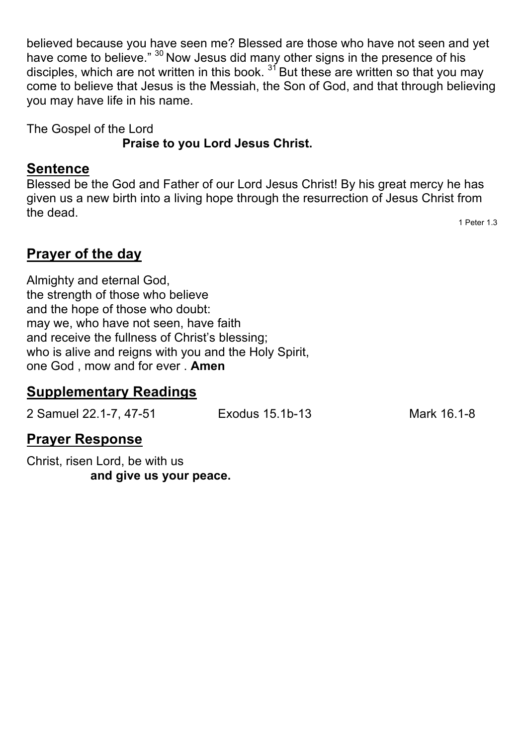believed because you have seen me? Blessed are those who have not seen and yet have come to believe." [30] Now Jesus did many other signs in the presence of his disciples, which are not written in this book. [31] But these are written so that you may come to believe that Jesus is the Messiah, the Son of God, and that through believing you may have life in his name.

The Gospel of the Lord
**Praise to you Lord Jesus Christ.**

## Sentence

Blessed be the God and Father of our Lord Jesus Christ! By his great mercy he has given us a new birth into a living hope through the resurrection of Jesus Christ from the dead.

1 Peter 1.3

## Prayer of the day

Almighty and eternal God,
the strength of those who believe
and the hope of those who doubt:
may we, who have not seen, have faith
and receive the fullness of Christ's blessing;
who is alive and reigns with you and the Holy Spirit,
one God , mow and for ever . **Amen**

## Supplementary Readings

2 Samuel 22.1-7, 47-51 Exodus 15.1b-13 Mark 16.1-8

## Prayer Response

Christ, risen Lord, be with us
**and give us your peace.**